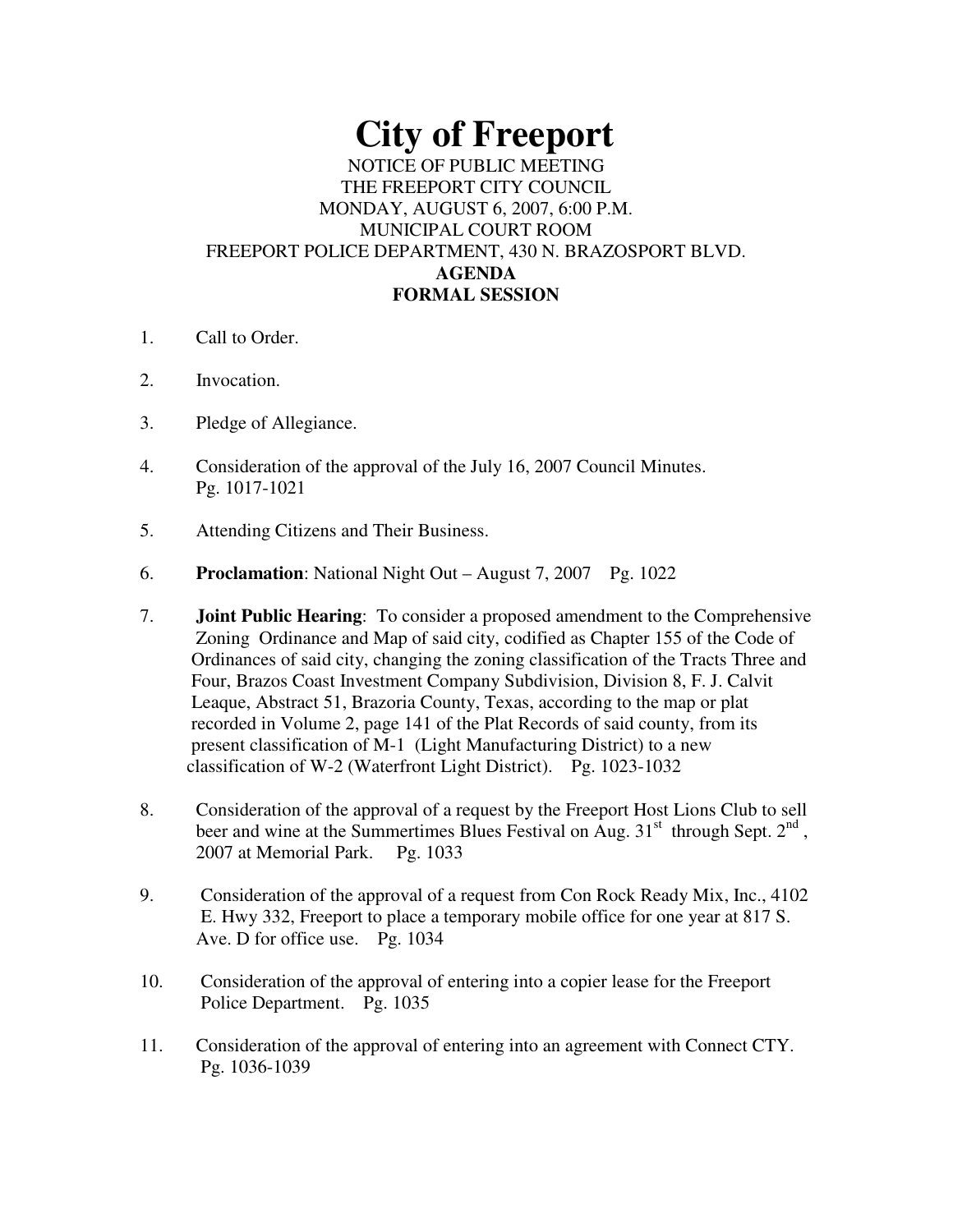# City of Freeport

NOTICE OF PUBLIC MEETING
THE FREEPORT CITY COUNCIL
MONDAY, AUGUST 6, 2007, 6:00 P.M.
MUNICIPAL COURT ROOM
FREEPORT POLICE DEPARTMENT, 430 N. BRAZOSPORT BLVD.

**AGENDA**
**FORMAL SESSION**

1. Call to Order.

2. Invocation.

3. Pledge of Allegiance.

4. Consideration of the approval of the July 16, 2007 Council Minutes. Pg. 1017-1021

5. Attending Citizens and Their Business.

6. **Proclamation**: National Night Out – August 7, 2007 Pg. 1022

7. **Joint Public Hearing**: To consider a proposed amendment to the Comprehensive Zoning Ordinance and Map of said city, codified as Chapter 155 of the Code of Ordinances of said city, changing the zoning classification of the Tracts Three and Four, Brazos Coast Investment Company Subdivision, Division 8, F. J. Calvit Leaque, Abstract 51, Brazoria County, Texas, according to the map or plat recorded in Volume 2, page 141 of the Plat Records of said county, from its present classification of M-1 (Light Manufacturing District) to a new classification of W-2 (Waterfront Light District). Pg. 1023-1032

8. Consideration of the approval of a request by the Freeport Host Lions Club to sell beer and wine at the Summertimes Blues Festival on Aug. 31st through Sept. 2nd, 2007 at Memorial Park. Pg. 1033

9. Consideration of the approval of a request from Con Rock Ready Mix, Inc., 4102 E. Hwy 332, Freeport to place a temporary mobile office for one year at 817 S. Ave. D for office use. Pg. 1034

10. Consideration of the approval of entering into a copier lease for the Freeport Police Department. Pg. 1035

11. Consideration of the approval of entering into an agreement with Connect CTY. Pg. 1036-1039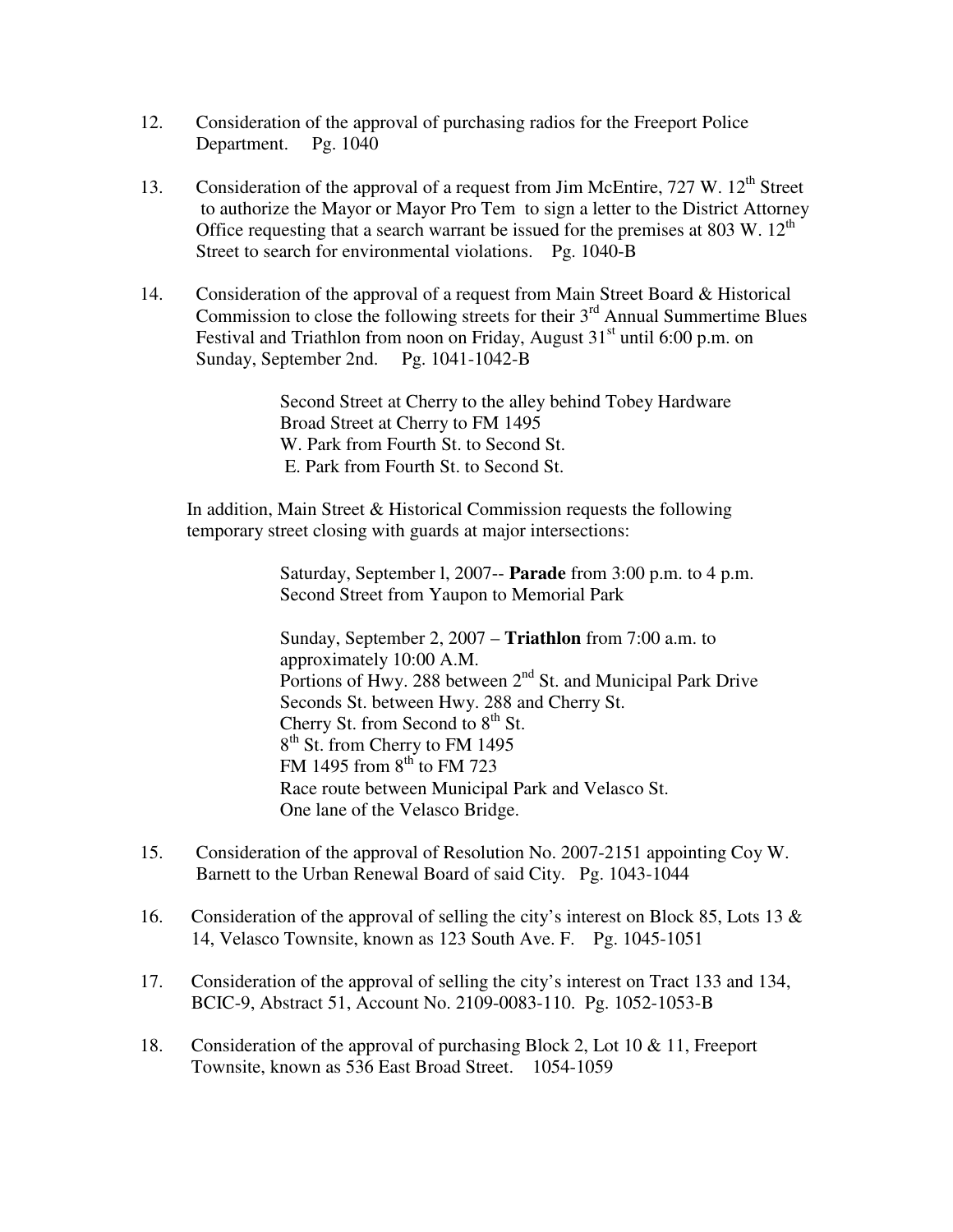12. Consideration of the approval of purchasing radios for the Freeport Police Department. Pg. 1040

13. Consideration of the approval of a request from Jim McEntire, 727 W. 12th Street to authorize the Mayor or Mayor Pro Tem to sign a letter to the District Attorney Office requesting that a search warrant be issued for the premises at 803 W. 12th Street to search for environmental violations. Pg. 1040-B

14. Consideration of the approval of a request from Main Street Board & Historical Commission to close the following streets for their 3rd Annual Summertime Blues Festival and Triathlon from noon on Friday, August 31st until 6:00 p.m. on Sunday, September 2nd. Pg. 1041-1042-B

    Second Street at Cherry to the alley behind Tobey Hardware
    Broad Street at Cherry to FM 1495
    W. Park from Fourth St. to Second St.
    E. Park from Fourth St. to Second St.

    In addition, Main Street & Historical Commission requests the following temporary street closing with guards at major intersections:

    Saturday, September l, 2007-- **Parade** from 3:00 p.m. to 4 p.m.
    Second Street from Yaupon to Memorial Park

    Sunday, September 2, 2007 – **Triathlon** from 7:00 a.m. to approximately 10:00 A.M.
    Portions of Hwy. 288 between 2nd St. and Municipal Park Drive
    Seconds St. between Hwy. 288 and Cherry St.
    Cherry St. from Second to 8th St.
    8th St. from Cherry to FM 1495
    FM 1495 from 8th to FM 723
    Race route between Municipal Park and Velasco St.
    One lane of the Velasco Bridge.

15. Consideration of the approval of Resolution No. 2007-2151 appointing Coy W. Barnett to the Urban Renewal Board of said City. Pg. 1043-1044

16. Consideration of the approval of selling the city's interest on Block 85, Lots 13 & 14, Velasco Townsite, known as 123 South Ave. F. Pg. 1045-1051

17. Consideration of the approval of selling the city's interest on Tract 133 and 134, BCIC-9, Abstract 51, Account No. 2109-0083-110. Pg. 1052-1053-B

18. Consideration of the approval of purchasing Block 2, Lot 10 & 11, Freeport Townsite, known as 536 East Broad Street. 1054-1059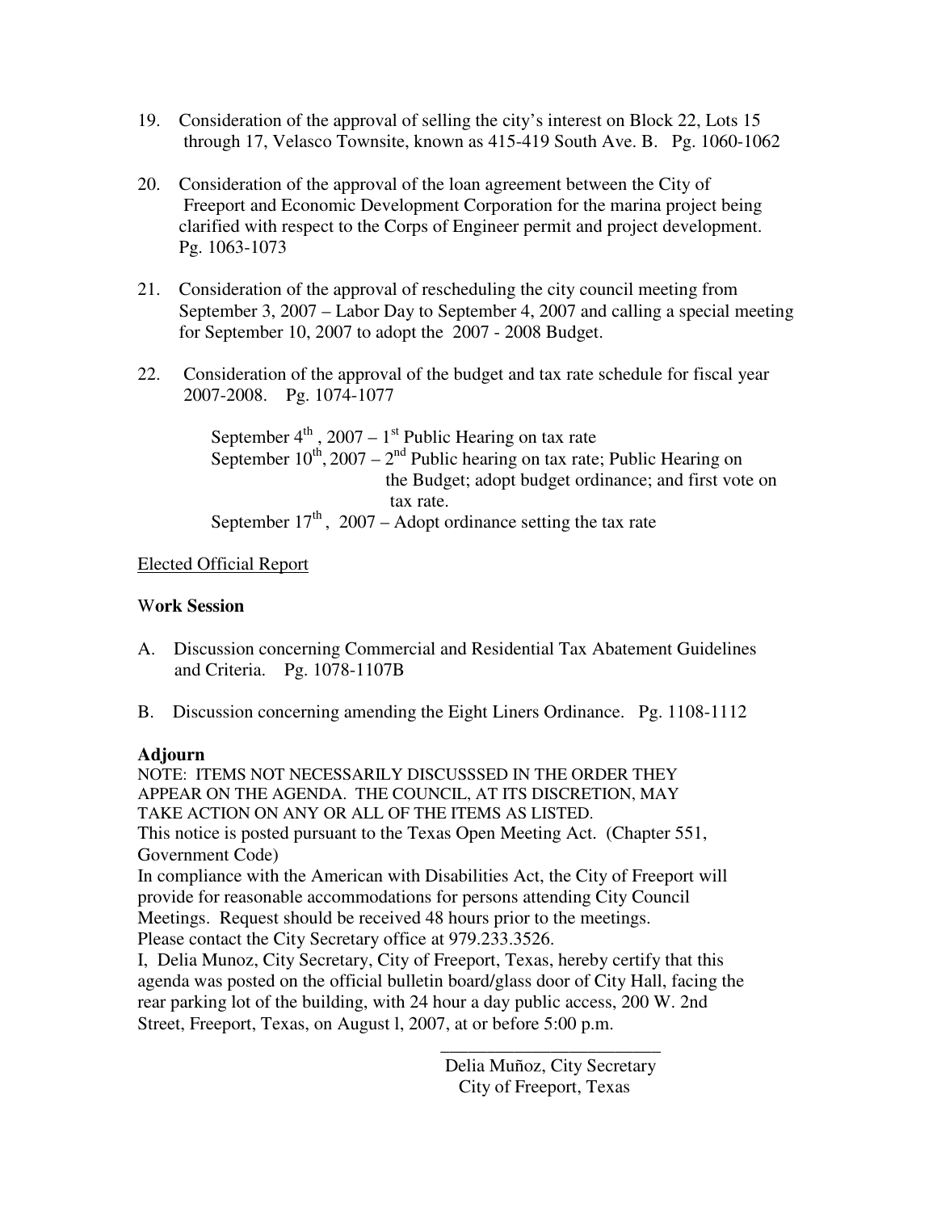19. Consideration of the approval of selling the city's interest on Block 22, Lots 15 through 17, Velasco Townsite, known as 415-419 South Ave. B. Pg. 1060-1062

20. Consideration of the approval of the loan agreement between the City of Freeport and Economic Development Corporation for the marina project being clarified with respect to the Corps of Engineer permit and project development. Pg. 1063-1073

21. Consideration of the approval of rescheduling the city council meeting from September 3, 2007 – Labor Day to September 4, 2007 and calling a special meeting for September 10, 2007 to adopt the 2007 - 2008 Budget.

22. Consideration of the approval of the budget and tax rate schedule for fiscal year 2007-2008. Pg. 1074-1077

    September 4th , 2007 – 1st Public Hearing on tax rate
    September 10th, 2007 – 2nd Public hearing on tax rate; Public Hearing on the Budget; adopt budget ordinance; and first vote on tax rate.
    September 17th , 2007 – Adopt ordinance setting the tax rate

Elected Official Report

**Work Session**

A. Discussion concerning Commercial and Residential Tax Abatement Guidelines and Criteria. Pg. 1078-1107B

B. Discussion concerning amending the Eight Liners Ordinance. Pg. 1108-1112

**Adjourn**

NOTE: ITEMS NOT NECESSARILY DISCUSSSED IN THE ORDER THEY APPEAR ON THE AGENDA. THE COUNCIL, AT ITS DISCRETION, MAY TAKE ACTION ON ANY OR ALL OF THE ITEMS AS LISTED.

This notice is posted pursuant to the Texas Open Meeting Act. (Chapter 551, Government Code)

In compliance with the American with Disabilities Act, the City of Freeport will provide for reasonable accommodations for persons attending City Council Meetings. Request should be received 48 hours prior to the meetings. Please contact the City Secretary office at 979.233.3526.

I, Delia Munoz, City Secretary, City of Freeport, Texas, hereby certify that this agenda was posted on the official bulletin board/glass door of City Hall, facing the rear parking lot of the building, with 24 hour a day public access, 200 W. 2nd Street, Freeport, Texas, on August l, 2007, at or before 5:00 p.m.

\_\_\_\_\_\_\_\_\_\_\_\_\_\_\_\_\_\_\_\_\_\_\_\_\_

Delia Muñoz, City Secretary
City of Freeport, Texas